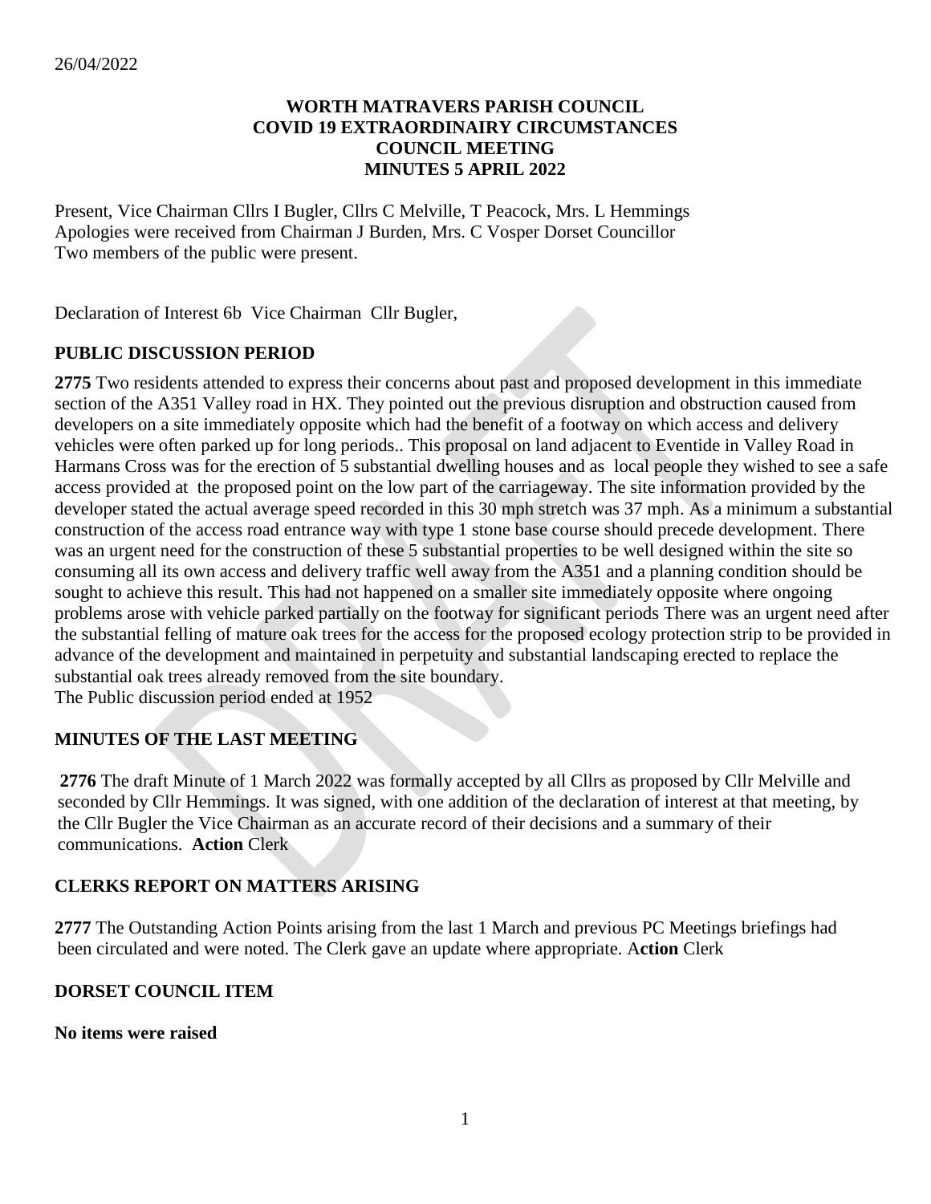26/04/2022

# WORTH MATRAVERS PARISH COUNCIL
## COVID 19 EXTRAORDINAIRY CIRCUMSTANCES
## COUNCIL MEETING
## MINUTES 5 APRIL 2022

Present, Vice Chairman Cllrs I Bugler, Cllrs C Melville, T Peacock, Mrs. L Hemmings
Apologies were received from Chairman J Burden, Mrs. C Vosper Dorset Councillor
Two members of the public were present.

Declaration of Interest 6b Vice Chairman Cllr Bugler,

## PUBLIC DISCUSSION PERIOD

**2775** Two residents attended to express their concerns about past and proposed development in this immediate section of the A351 Valley road in HX. They pointed out the previous disruption and obstruction caused from developers on a site immediately opposite which had the benefit of a footway on which access and delivery vehicles were often parked up for long periods.. This proposal on land adjacent to Eventide in Valley Road in Harmans Cross was for the erection of 5 substantial dwelling houses and as local people they wished to see a safe access provided at the proposed point on the low part of the carriageway. The site information provided by the developer stated the actual average speed recorded in this 30 mph stretch was 37 mph. As a minimum a substantial construction of the access road entrance way with type 1 stone base course should precede development. There was an urgent need for the construction of these 5 substantial properties to be well designed within the site so consuming all its own access and delivery traffic well away from the A351 and a planning condition should be sought to achieve this result. This had not happened on a smaller site immediately opposite where ongoing problems arose with vehicle parked partially on the footway for significant periods There was an urgent need after the substantial felling of mature oak trees for the access for the proposed ecology protection strip to be provided in advance of the development and maintained in perpetuity and substantial landscaping erected to replace the substantial oak trees already removed from the site boundary.
The Public discussion period ended at 1952

## MINUTES OF THE LAST MEETING

**2776** The draft Minute of 1 March 2022 was formally accepted by all Cllrs as proposed by Cllr Melville and seconded by Cllr Hemmings. It was signed, with one addition of the declaration of interest at that meeting, by the Cllr Bugler the Vice Chairman as an accurate record of their decisions and a summary of their communications. **Action** Clerk

## CLERKS REPORT ON MATTERS ARISING

**2777** The Outstanding Action Points arising from the last 1 March and previous PC Meetings briefings had been circulated and were noted. The Clerk gave an update where appropriate. A**ction** Clerk

## DORSET COUNCIL ITEM

**No items were raised**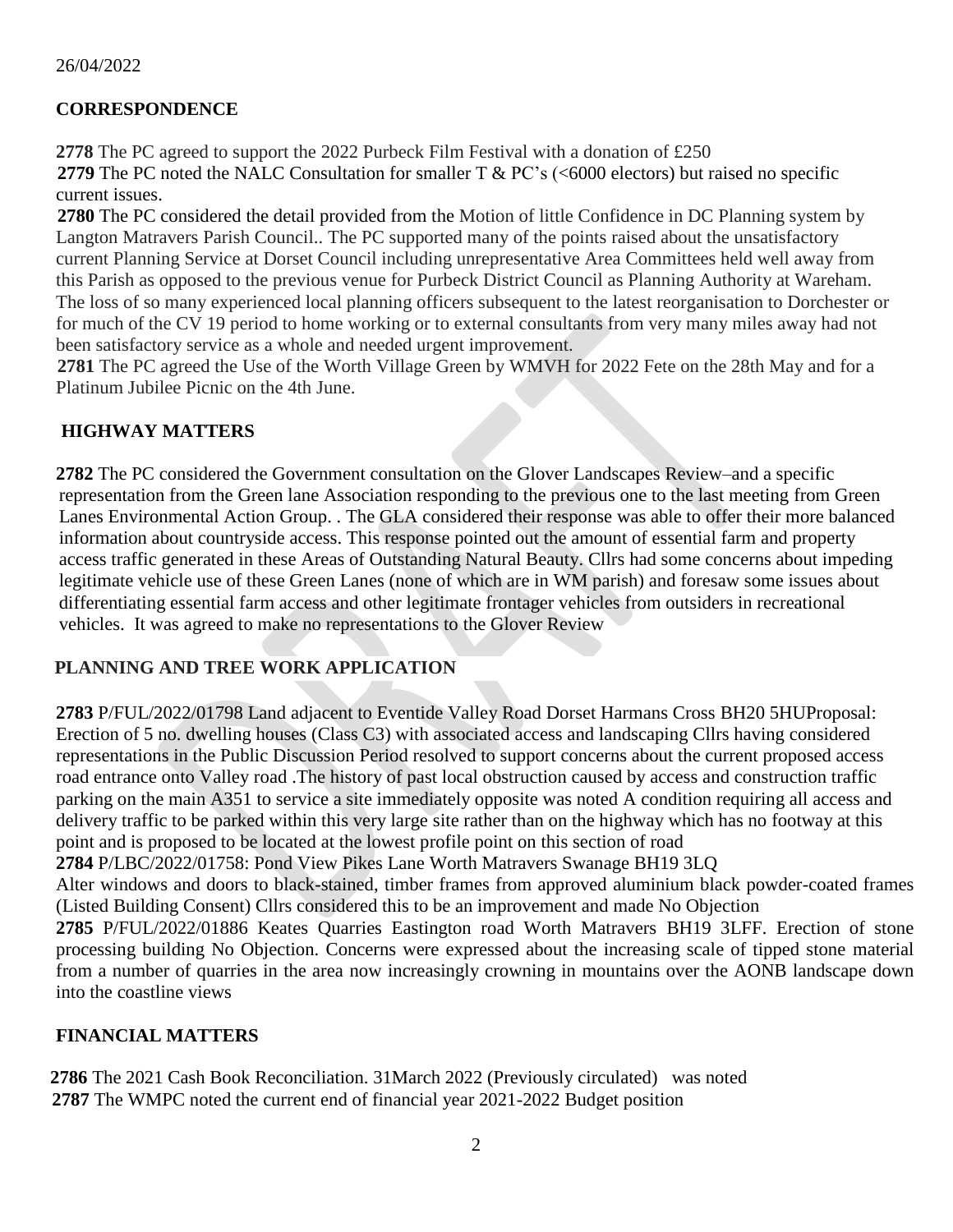26/04/2022

## CORRESPONDENCE

**2778** The PC agreed to support the 2022 Purbeck Film Festival with a donation of £250

**2779** The PC noted the NALC Consultation for smaller T & PC's (<6000 electors) but raised no specific current issues.

**2780** The PC considered the detail provided from the Motion of little Confidence in DC Planning system by Langton Matravers Parish Council.. The PC supported many of the points raised about the unsatisfactory current Planning Service at Dorset Council including unrepresentative Area Committees held well away from this Parish as opposed to the previous venue for Purbeck District Council as Planning Authority at Wareham. The loss of so many experienced local planning officers subsequent to the latest reorganisation to Dorchester or for much of the CV 19 period to home working or to external consultants from very many miles away had not been satisfactory service as a whole and needed urgent improvement.

**2781** The PC agreed the Use of the Worth Village Green by WMVH for 2022 Fete on the 28th May and for a Platinum Jubilee Picnic on the 4th June.

## HIGHWAY MATTERS

**2782** The PC considered the Government consultation on the Glover Landscapes Review–and a specific representation from the Green lane Association responding to the previous one to the last meeting from Green Lanes Environmental Action Group. . The GLA considered their response was able to offer their more balanced information about countryside access. This response pointed out the amount of essential farm and property access traffic generated in these Areas of Outstanding Natural Beauty. Cllrs had some concerns about impeding legitimate vehicle use of these Green Lanes (none of which are in WM parish) and foresaw some issues about differentiating essential farm access and other legitimate frontager vehicles from outsiders in recreational vehicles. It was agreed to make no representations to the Glover Review

## PLANNING AND TREE WORK APPLICATION

**2783** P/FUL/2022/01798 Land adjacent to Eventide Valley Road Dorset Harmans Cross BH20 5HUProposal: Erection of 5 no. dwelling houses (Class C3) with associated access and landscaping Cllrs having considered representations in the Public Discussion Period resolved to support concerns about the current proposed access road entrance onto Valley road .The history of past local obstruction caused by access and construction traffic parking on the main A351 to service a site immediately opposite was noted A condition requiring all access and delivery traffic to be parked within this very large site rather than on the highway which has no footway at this point and is proposed to be located at the lowest profile point on this section of road

**2784** P/LBC/2022/01758: Pond View Pikes Lane Worth Matravers Swanage BH19 3LQ
Alter windows and doors to black-stained, timber frames from approved aluminium black powder-coated frames (Listed Building Consent) Cllrs considered this to be an improvement and made No Objection

**2785** P/FUL/2022/01886 Keates Quarries Eastington road Worth Matravers BH19 3LFF. Erection of stone processing building No Objection. Concerns were expressed about the increasing scale of tipped stone material from a number of quarries in the area now increasingly crowning in mountains over the AONB landscape down into the coastline views

## FINANCIAL MATTERS

**2786** The 2021 Cash Book Reconciliation. 31March 2022 (Previously circulated) was noted

**2787** The WMPC noted the current end of financial year 2021-2022 Budget position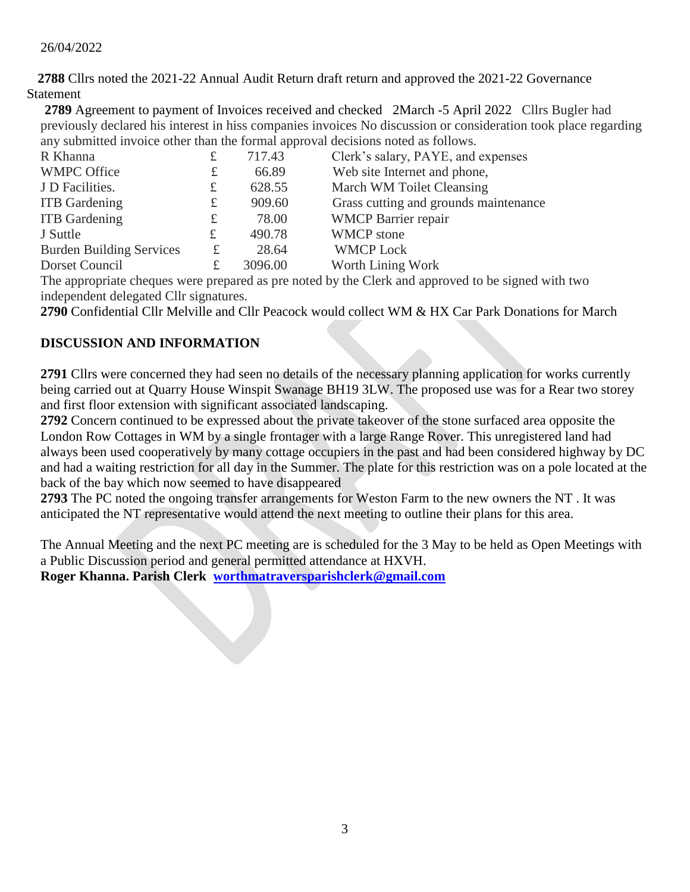26/04/2022

**2788** Cllrs noted the 2021-22 Annual Audit Return draft return and approved the 2021-22 Governance Statement

**2789** Agreement to payment of Invoices received and checked 2March -5 April 2022 Cllrs Bugler had previously declared his interest in hiss companies invoices No discussion or consideration took place regarding any submitted invoice other than the formal approval decisions noted as follows.

| | | | |
|---|---|---|---|
| R Khanna | £ | 717.43 | Clerk's salary, PAYE, and expenses |
| WMPC Office | £ | 66.89 | Web site Internet and phone, |
| J D Facilities. | £ | 628.55 | March WM Toilet Cleansing |
| ITB Gardening | £ | 909.60 | Grass cutting and grounds maintenance |
| ITB Gardening | £ | 78.00 | WMCP Barrier repair |
| J Suttle | £ | 490.78 | WMCP stone |
| Burden Building Services | £ | 28.64 | WMCP Lock |
| Dorset Council | £ | 3096.00 | Worth Lining Work |

The appropriate cheques were prepared as pre noted by the Clerk and approved to be signed with two independent delegated Cllr signatures.

**2790** Confidential Cllr Melville and Cllr Peacock would collect WM & HX Car Park Donations for March

## DISCUSSION AND INFORMATION

**2791** Cllrs were concerned they had seen no details of the necessary planning application for works currently being carried out at Quarry House Winspit Swanage BH19 3LW. The proposed use was for a Rear two storey and first floor extension with significant associated landscaping.

**2792** Concern continued to be expressed about the private takeover of the stone surfaced area opposite the London Row Cottages in WM by a single frontager with a large Range Rover. This unregistered land had always been used cooperatively by many cottage occupiers in the past and had been considered highway by DC and had a waiting restriction for all day in the Summer. The plate for this restriction was on a pole located at the back of the bay which now seemed to have disappeared

**2793** The PC noted the ongoing transfer arrangements for Weston Farm to the new owners the NT . It was anticipated the NT representative would attend the next meeting to outline their plans for this area.

The Annual Meeting and the next PC meeting are is scheduled for the 3 May to be held as Open Meetings with a Public Discussion period and general permitted attendance at HXVH.

**Roger Khanna. Parish Clerk** **worthmatraversparishclerk@gmail.com**